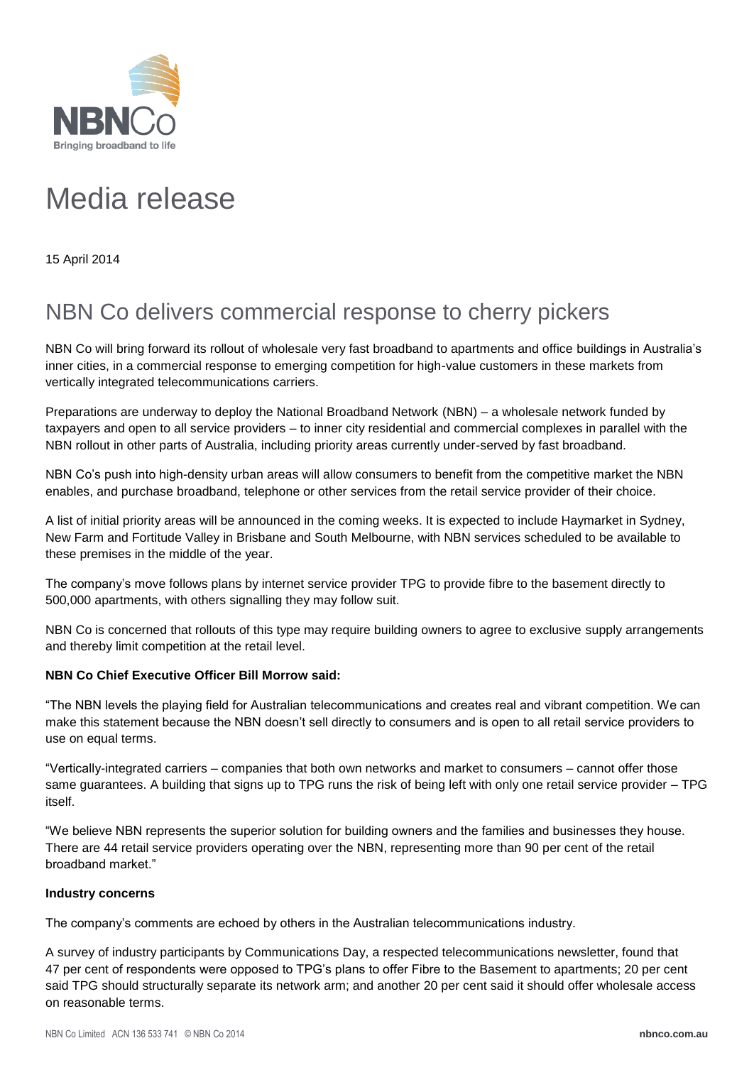# Media release

15 April 2014

## NBN Co delivers commercial response to cherry pickers

NBN Co will bring forward its rollout of wholesale very fast broadband to apartments and office buildings in Australia's inner cities, in a commercial response to emerging competition for high-value customers in these markets from vertically integrated telecommunications carriers.

Preparations are underway to deploy the National Broadband Network (NBN) – a wholesale network funded by taxpayers and open to all service providers – to inner city residential and commercial complexes in parallel with the NBN rollout in other parts of Australia, including priority areas currently under-served by fast broadband.

NBN Co's push into high-density urban areas will allow consumers to benefit from the competitive market the NBN enables, and purchase broadband, telephone or other services from the retail service provider of their choice.

A list of initial priority areas will be announced in the coming weeks. It is expected to include Haymarket in Sydney, New Farm and Fortitude Valley in Brisbane and South Melbourne, with NBN services scheduled to be available to these premises in the middle of the year.

The company's move follows plans by internet service provider TPG to provide fibre to the basement directly to 500,000 apartments, with others signalling they may follow suit.

NBN Co is concerned that rollouts of this type may require building owners to agree to exclusive supply arrangements and thereby limit competition at the retail level.

**NBN Co Chief Executive Officer Bill Morrow said:**

"The NBN levels the playing field for Australian telecommunications and creates real and vibrant competition. We can make this statement because the NBN doesn't sell directly to consumers and is open to all retail service providers to use on equal terms.

"Vertically-integrated carriers – companies that both own networks and market to consumers – cannot offer those same guarantees. A building that signs up to TPG runs the risk of being left with only one retail service provider – TPG itself.

"We believe NBN represents the superior solution for building owners and the families and businesses they house. There are 44 retail service providers operating over the NBN, representing more than 90 per cent of the retail broadband market."

**Industry concerns**

The company's comments are echoed by others in the Australian telecommunications industry.

A survey of industry participants by Communications Day, a respected telecommunications newsletter, found that 47 per cent of respondents were opposed to TPG's plans to offer Fibre to the Basement to apartments; 20 per cent said TPG should structurally separate its network arm; and another 20 per cent said it should offer wholesale access on reasonable terms.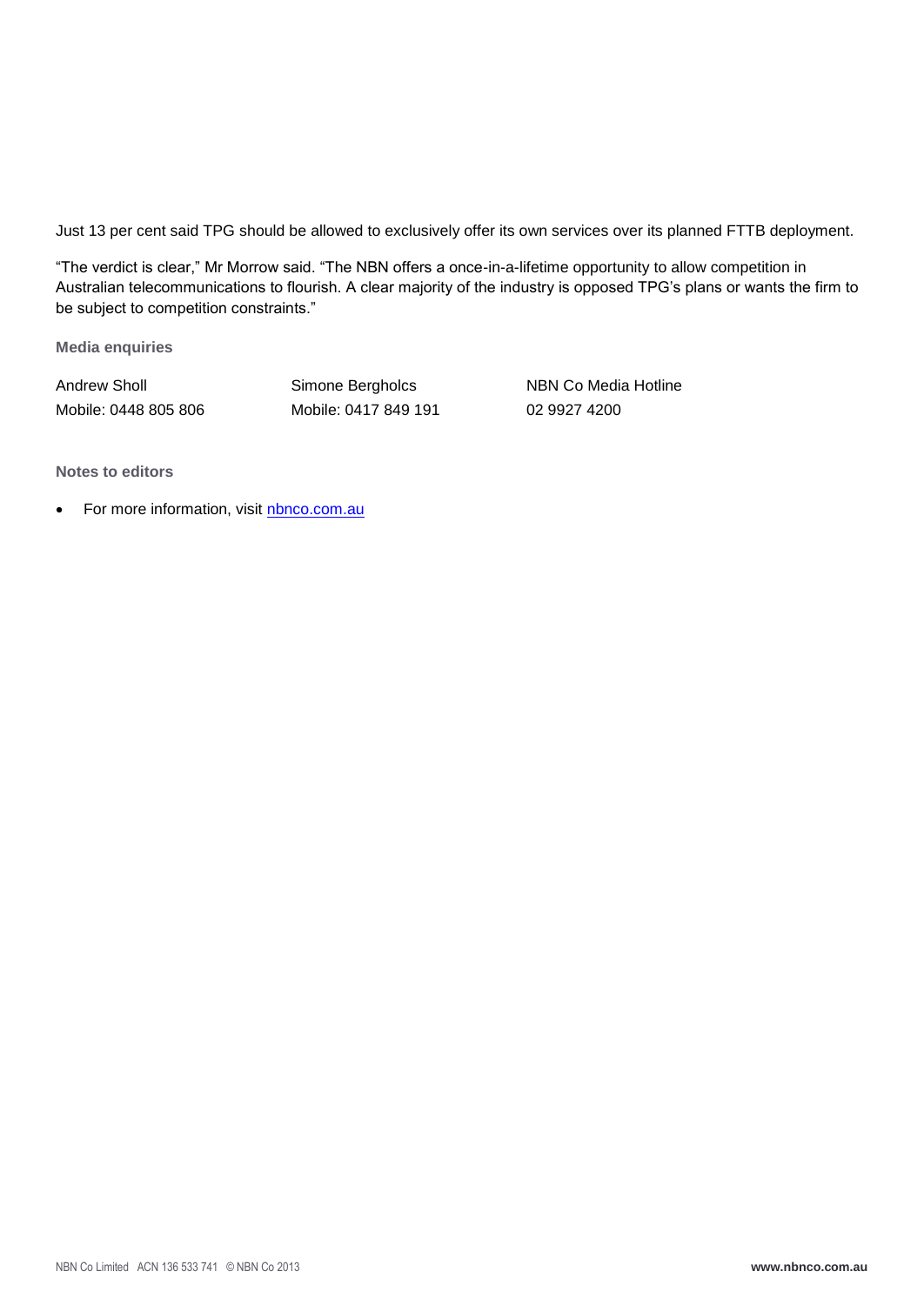Just 13 per cent said TPG should be allowed to exclusively offer its own services over its planned FTTB deployment.

"The verdict is clear," Mr Morrow said. "The NBN offers a once-in-a-lifetime opportunity to allow competition in Australian telecommunications to flourish. A clear majority of the industry is opposed TPG's plans or wants the firm to be subject to competition constraints."

**Media enquiries**

| | | |
|---|---|---|
| Andrew Sholl | Simone Bergholcs | NBN Co Media Hotline |
| Mobile: 0448 805 806 | Mobile: 0417 849 191 | 02 9927 4200 |

**Notes to editors**

- For more information, visit [nbnco.com.au](nbnco.com.au)